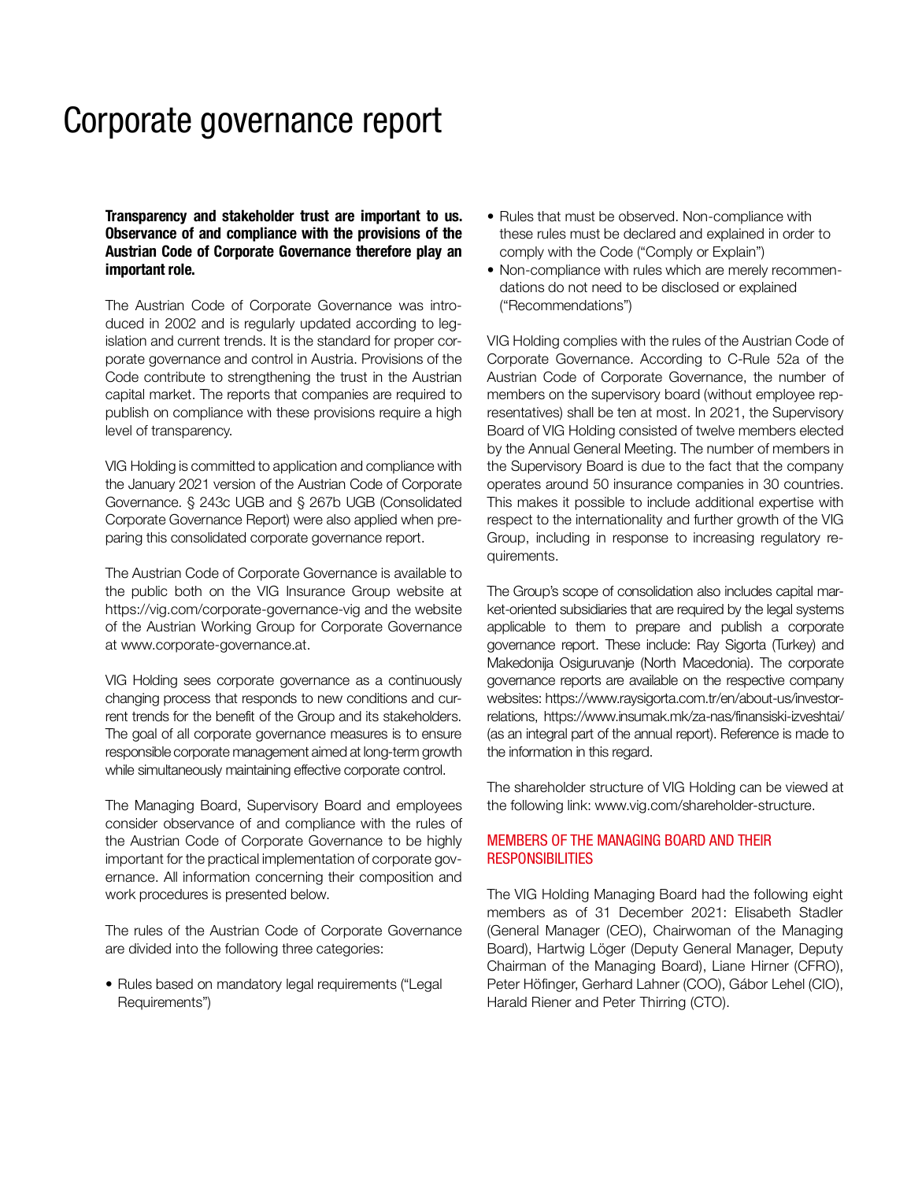# Corporate governance report

**Transparency and stakeholder trust are important to us. Observance of and compliance with the provisions of the Austrian Code of Corporate Governance therefore play an important role.**

The Austrian Code of Corporate Governance was introduced in 2002 and is regularly updated according to legislation and current trends. It is the standard for proper corporate governance and control in Austria. Provisions of the Code contribute to strengthening the trust in the Austrian capital market. The reports that companies are required to publish on compliance with these provisions require a high level of transparency.

VIG Holding is committed to application and compliance with the January 2021 version of the Austrian Code of Corporate Governance. § 243c UGB and § 267b UGB (Consolidated Corporate Governance Report) were also applied when preparing this consolidated corporate governance report.

The Austrian Code of Corporate Governance is available to the public both on the VIG Insurance Group website at https://vig.com/corporate-governance-vig and the website of the Austrian Working Group for Corporate Governance at www.corporate-governance.at.

VIG Holding sees corporate governance as a continuously changing process that responds to new conditions and current trends for the benefit of the Group and its stakeholders. The goal of all corporate governance measures is to ensure responsible corporate management aimed at long-term growth while simultaneously maintaining effective corporate control.

The Managing Board, Supervisory Board and employees consider observance of and compliance with the rules of the Austrian Code of Corporate Governance to be highly important for the practical implementation of corporate governance. All information concerning their composition and work procedures is presented below.

The rules of the Austrian Code of Corporate Governance are divided into the following three categories:

- Rules based on mandatory legal requirements ("Legal Requirements")
- Rules that must be observed. Non-compliance with these rules must be declared and explained in order to comply with the Code ("Comply or Explain")
- Non-compliance with rules which are merely recommendations do not need to be disclosed or explained ("Recommendations")

VIG Holding complies with the rules of the Austrian Code of Corporate Governance. According to C-Rule 52a of the Austrian Code of Corporate Governance, the number of members on the supervisory board (without employee representatives) shall be ten at most. In 2021, the Supervisory Board of VIG Holding consisted of twelve members elected by the Annual General Meeting. The number of members in the Supervisory Board is due to the fact that the company operates around 50 insurance companies in 30 countries. This makes it possible to include additional expertise with respect to the internationality and further growth of the VIG Group, including in response to increasing regulatory requirements.

The Group's scope of consolidation also includes capital market-oriented subsidiaries that are required by the legal systems applicable to them to prepare and publish a corporate governance report. These include: Ray Sigorta (Turkey) and Makedonija Osiguruvanje (North Macedonia). The corporate governance reports are available on the respective company websites: https://www.raysigorta.com.tr/en/about-us/investor-relations, https://www.insumak.mk/za-nas/finansiski-izveshtai/ (as an integral part of the annual report). Reference is made to the information in this regard.

The shareholder structure of VIG Holding can be viewed at the following link: www.vig.com/shareholder-structure.

## MEMBERS OF THE MANAGING BOARD AND THEIR RESPONSIBILITIES

The VIG Holding Managing Board had the following eight members as of 31 December 2021: Elisabeth Stadler (General Manager (CEO), Chairwoman of the Managing Board), Hartwig Löger (Deputy General Manager, Deputy Chairman of the Managing Board), Liane Hirner (CFRO), Peter Höfinger, Gerhard Lahner (COO), Gábor Lehel (CIO), Harald Riener and Peter Thirring (CTO).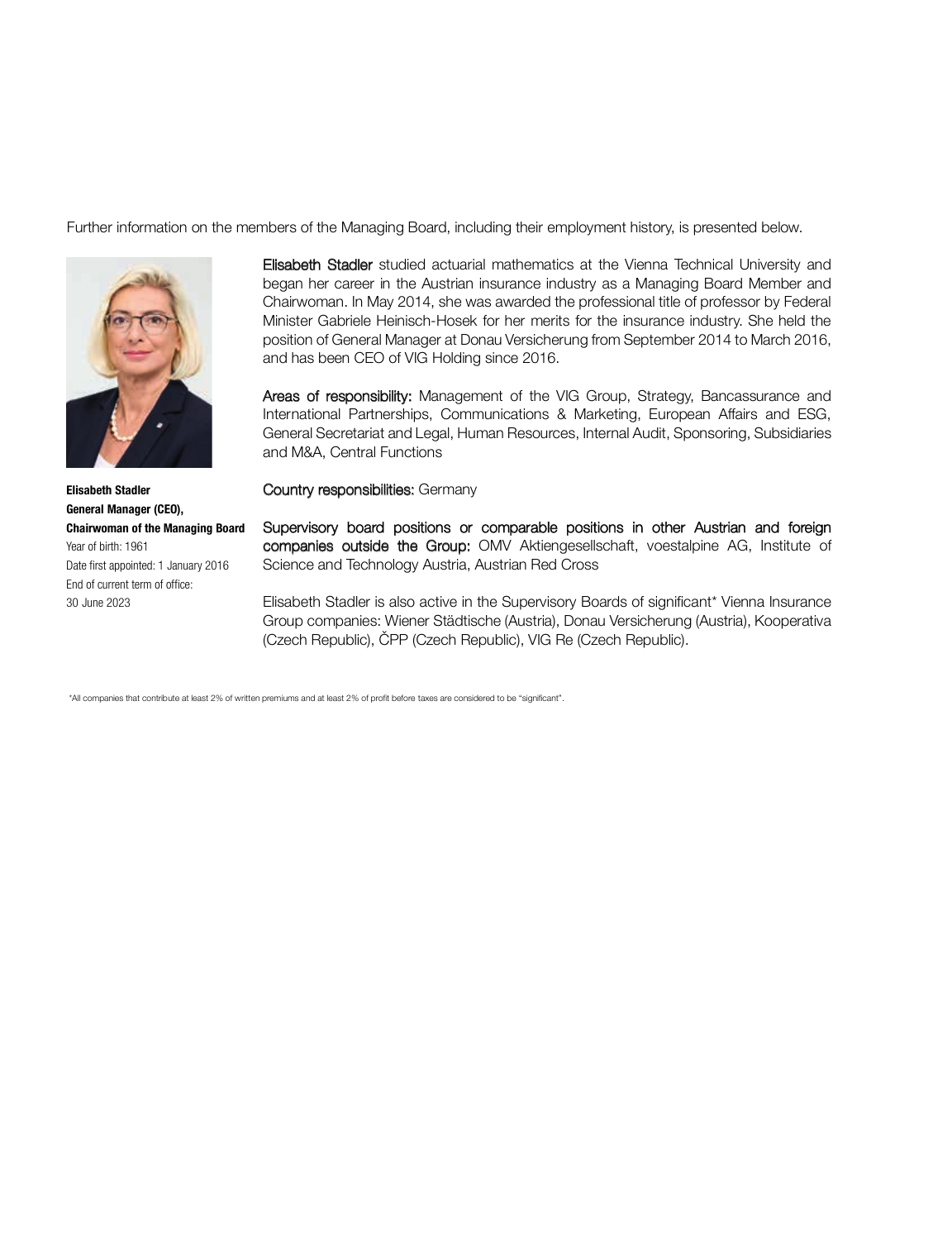Further information on the members of the Managing Board, including their employment history, is presented below.

**Elisabeth Stadler**
**General Manager (CEO),**
**Chairwoman of the Managing Board**
Year of birth: 1961
Date first appointed: 1 January 2016
End of current term of office:
30 June 2023

**Elisabeth Stadler** studied actuarial mathematics at the Vienna Technical University and began her career in the Austrian insurance industry as a Managing Board Member and Chairwoman. In May 2014, she was awarded the professional title of professor by Federal Minister Gabriele Heinisch-Hosek for her merits for the insurance industry. She held the position of General Manager at Donau Versicherung from September 2014 to March 2016, and has been CEO of VIG Holding since 2016.

**Areas of responsibility:** Management of the VIG Group, Strategy, Bancassurance and International Partnerships, Communications & Marketing, European Affairs and ESG, General Secretariat and Legal, Human Resources, Internal Audit, Sponsoring, Subsidiaries and M&A, Central Functions

**Country responsibilities:** Germany

**Supervisory board positions or comparable positions in other Austrian and foreign companies outside the Group:** OMV Aktiengesellschaft, voestalpine AG, Institute of Science and Technology Austria, Austrian Red Cross

Elisabeth Stadler is also active in the Supervisory Boards of significant* Vienna Insurance Group companies: Wiener Städtische (Austria), Donau Versicherung (Austria), Kooperativa (Czech Republic), ČPP (Czech Republic), VIG Re (Czech Republic).

*All companies that contribute at least 2% of written premiums and at least 2% of profit before taxes are considered to be "significant".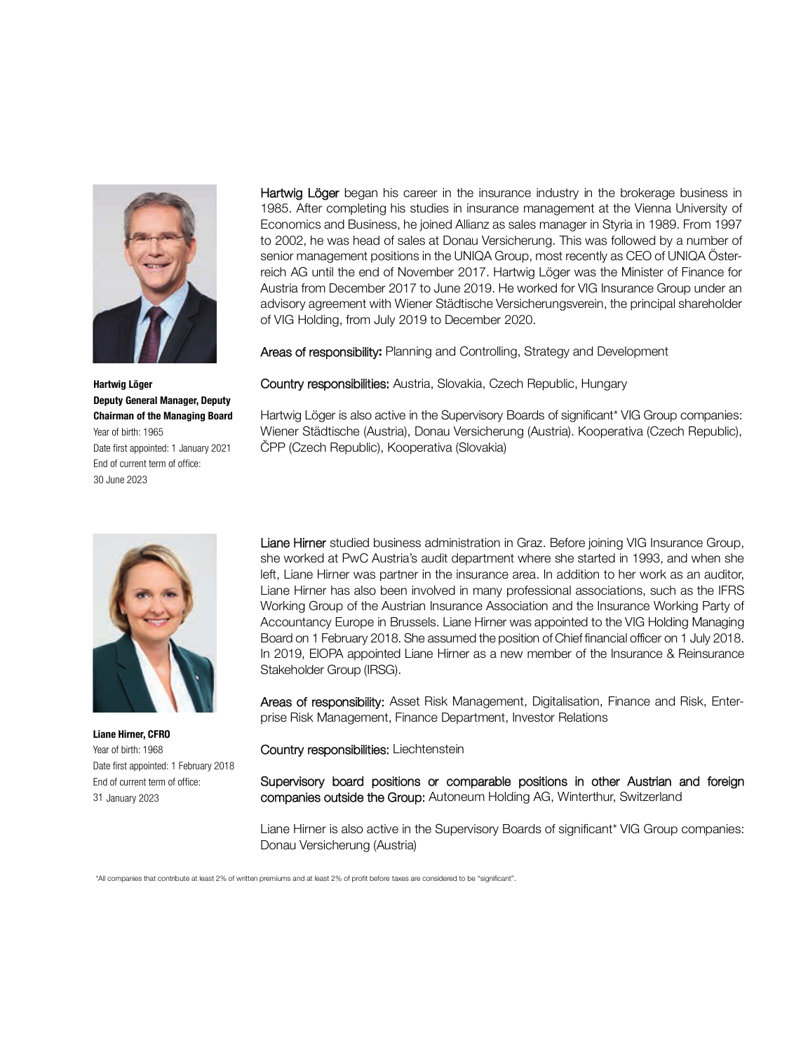**Hartwig Löger**
**Deputy General Manager, Deputy Chairman of the Managing Board**
Year of birth: 1965
Date first appointed: 1 January 2021
End of current term of office:
30 June 2023

Hartwig Löger began his career in the insurance industry in the brokerage business in 1985. After completing his studies in insurance management at the Vienna University of Economics and Business, he joined Allianz as sales manager in Styria in 1989. From 1997 to 2002, he was head of sales at Donau Versicherung. This was followed by a number of senior management positions in the UNIQA Group, most recently as CEO of UNIQA Österreich AG until the end of November 2017. Hartwig Löger was the Minister of Finance for Austria from December 2017 to June 2019. He worked for VIG Insurance Group under an advisory agreement with Wiener Städtische Versicherungsverein, the principal shareholder of VIG Holding, from July 2019 to December 2020.

Areas of responsibility: Planning and Controlling, Strategy and Development

Country responsibilities: Austria, Slovakia, Czech Republic, Hungary

Hartwig Löger is also active in the Supervisory Boards of significant* VIG Group companies: Wiener Städtische (Austria), Donau Versicherung (Austria). Kooperativa (Czech Republic), ČPP (Czech Republic), Kooperativa (Slovakia)

**Liane Hirner, CFRO**
Year of birth: 1968
Date first appointed: 1 February 2018
End of current term of office:
31 January 2023

Liane Hirner studied business administration in Graz. Before joining VIG Insurance Group, she worked at PwC Austria's audit department where she started in 1993, and when she left, Liane Hirner was partner in the insurance area. In addition to her work as an auditor, Liane Hirner has also been involved in many professional associations, such as the IFRS Working Group of the Austrian Insurance Association and the Insurance Working Party of Accountancy Europe in Brussels. Liane Hirner was appointed to the VIG Holding Managing Board on 1 February 2018. She assumed the position of Chief financial officer on 1 July 2018. In 2019, EIOPA appointed Liane Hirner as a new member of the Insurance & Reinsurance Stakeholder Group (IRSG).

Areas of responsibility: Asset Risk Management, Digitalisation, Finance and Risk, Enterprise Risk Management, Finance Department, Investor Relations

Country responsibilities: Liechtenstein

Supervisory board positions or comparable positions in other Austrian and foreign companies outside the Group: Autoneum Holding AG, Winterthur, Switzerland

Liane Hirner is also active in the Supervisory Boards of significant* VIG Group companies: Donau Versicherung (Austria)

*All companies that contribute at least 2% of written premiums and at least 2% of profit before taxes are considered to be "significant".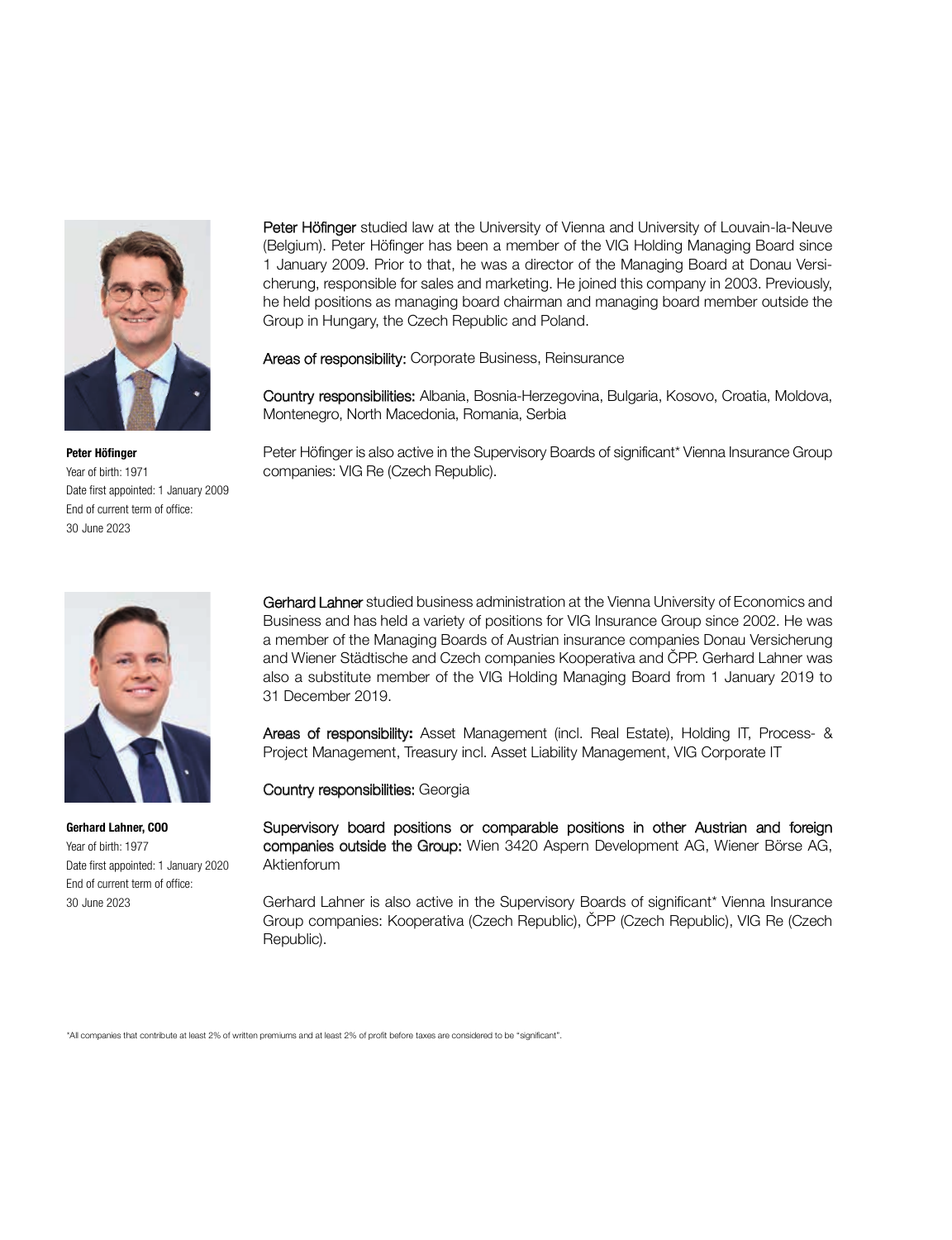**Peter Höfinger**
Year of birth: 1971
Date first appointed: 1 January 2009
End of current term of office:
30 June 2023

**Peter Höfinger** studied law at the University of Vienna and University of Louvain-la-Neuve (Belgium). Peter Höfinger has been a member of the VIG Holding Managing Board since 1 January 2009. Prior to that, he was a director of the Managing Board at Donau Versicherung, responsible for sales and marketing. He joined this company in 2003. Previously, he held positions as managing board chairman and managing board member outside the Group in Hungary, the Czech Republic and Poland.

**Areas of responsibility:** Corporate Business, Reinsurance

**Country responsibilities:** Albania, Bosnia-Herzegovina, Bulgaria, Kosovo, Croatia, Moldova, Montenegro, North Macedonia, Romania, Serbia

Peter Höfinger is also active in the Supervisory Boards of significant* Vienna Insurance Group companies: VIG Re (Czech Republic).

**Gerhard Lahner, COO**
Year of birth: 1977
Date first appointed: 1 January 2020
End of current term of office:
30 June 2023

**Gerhard Lahner** studied business administration at the Vienna University of Economics and Business and has held a variety of positions for VIG Insurance Group since 2002. He was a member of the Managing Boards of Austrian insurance companies Donau Versicherung and Wiener Städtische and Czech companies Kooperativa and ČPP. Gerhard Lahner was also a substitute member of the VIG Holding Managing Board from 1 January 2019 to 31 December 2019.

**Areas of responsibility:** Asset Management (incl. Real Estate), Holding IT, Process- & Project Management, Treasury incl. Asset Liability Management, VIG Corporate IT

**Country responsibilities:** Georgia

**Supervisory board positions or comparable positions in other Austrian and foreign companies outside the Group:** Wien 3420 Aspern Development AG, Wiener Börse AG, Aktienforum

Gerhard Lahner is also active in the Supervisory Boards of significant* Vienna Insurance Group companies: Kooperativa (Czech Republic), ČPP (Czech Republic), VIG Re (Czech Republic).

*All companies that contribute at least 2% of written premiums and at least 2% of profit before taxes are considered to be "significant".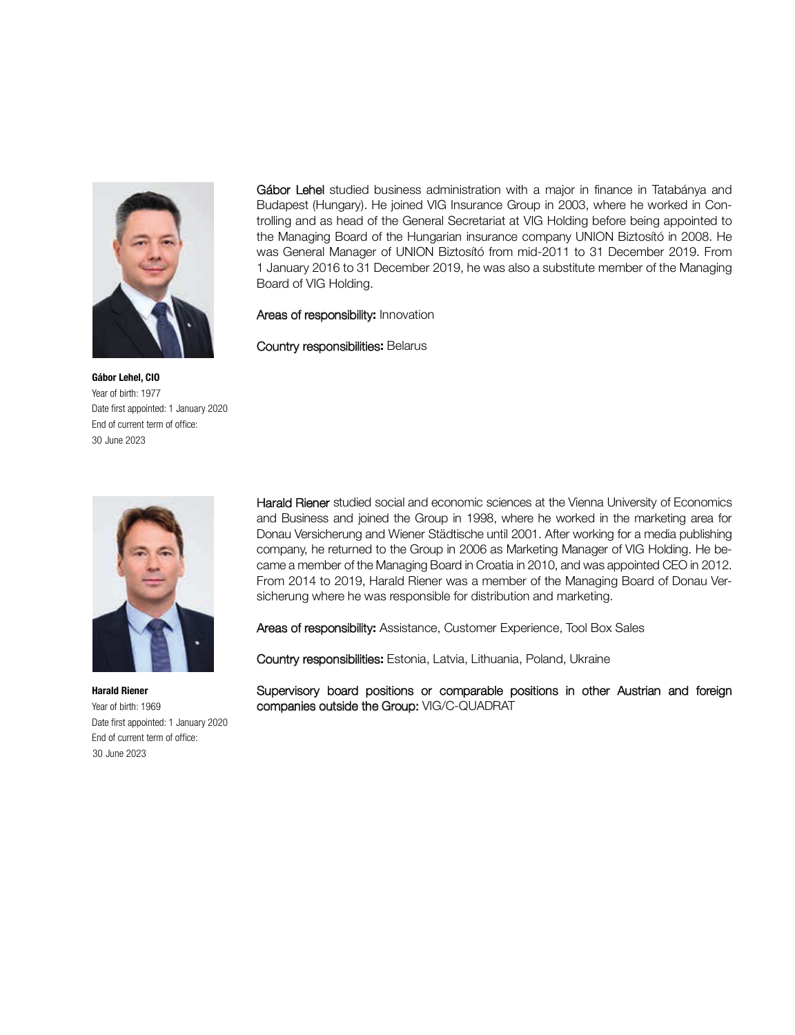**Gábor Lehel, CIO**
Year of birth: 1977
Date first appointed: 1 January 2020
End of current term of office:
30 June 2023

Gábor Lehel studied business administration with a major in finance in Tatabánya and Budapest (Hungary). He joined VIG Insurance Group in 2003, where he worked in Controlling and as head of the General Secretariat at VIG Holding before being appointed to the Managing Board of the Hungarian insurance company UNION Biztosító in 2008. He was General Manager of UNION Biztosító from mid-2011 to 31 December 2019. From 1 January 2016 to 31 December 2019, he was also a substitute member of the Managing Board of VIG Holding.

**Areas of responsibility:** Innovation

**Country responsibilities:** Belarus

**Harald Riener**
Year of birth: 1969
Date first appointed: 1 January 2020
End of current term of office:
30 June 2023

Harald Riener studied social and economic sciences at the Vienna University of Economics and Business and joined the Group in 1998, where he worked in the marketing area for Donau Versicherung and Wiener Städtische until 2001. After working for a media publishing company, he returned to the Group in 2006 as Marketing Manager of VIG Holding. He became a member of the Managing Board in Croatia in 2010, and was appointed CEO in 2012. From 2014 to 2019, Harald Riener was a member of the Managing Board of Donau Versicherung where he was responsible for distribution and marketing.

**Areas of responsibility:** Assistance, Customer Experience, Tool Box Sales

**Country responsibilities:** Estonia, Latvia, Lithuania, Poland, Ukraine

**Supervisory board positions or comparable positions in other Austrian and foreign companies outside the Group:** VIG/C-QUADRAT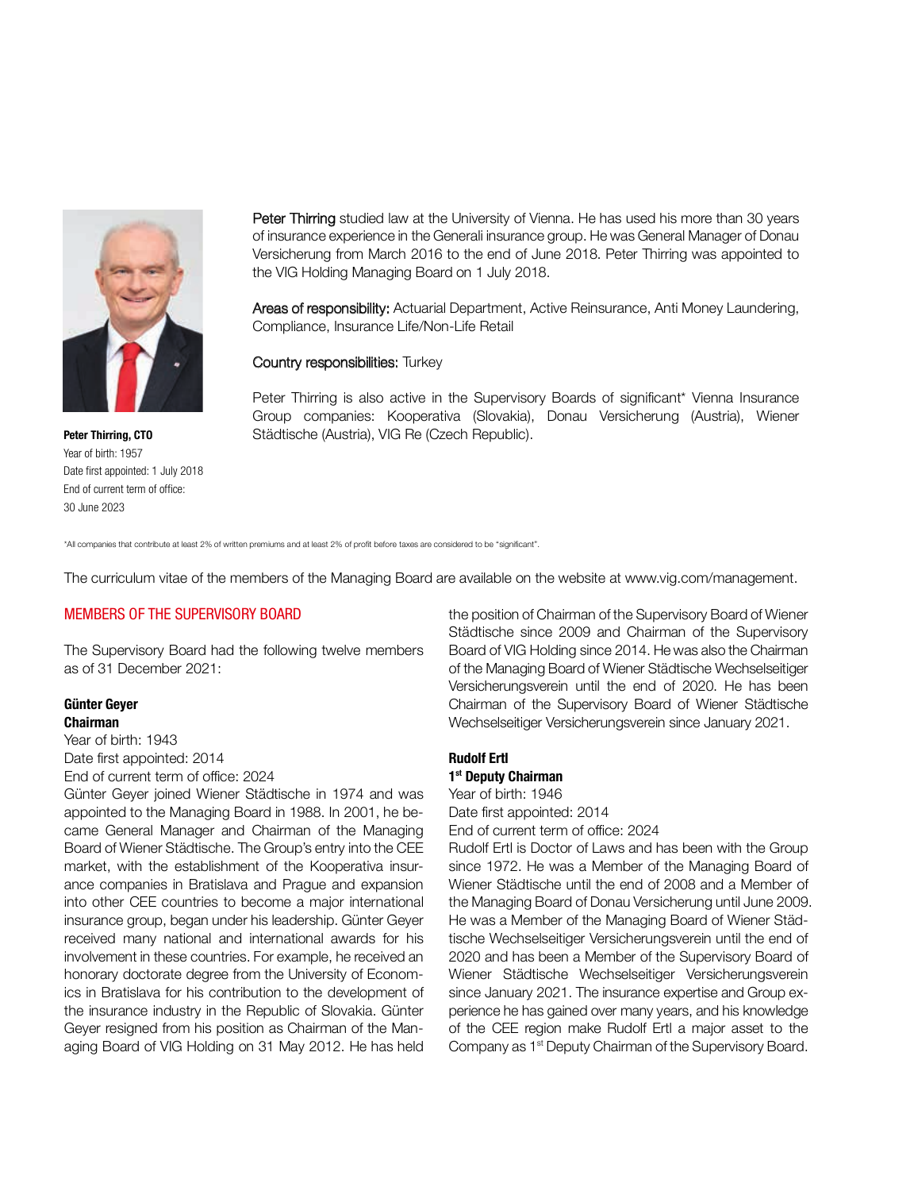**Peter Thirring, CTO**
Year of birth: 1957
Date first appointed: 1 July 2018
End of current term of office: 30 June 2023

Peter Thirring studied law at the University of Vienna. He has used his more than 30 years of insurance experience in the Generali insurance group. He was General Manager of Donau Versicherung from March 2016 to the end of June 2018. Peter Thirring was appointed to the VIG Holding Managing Board on 1 July 2018.

Areas of responsibility: Actuarial Department, Active Reinsurance, Anti Money Laundering, Compliance, Insurance Life/Non-Life Retail

Country responsibilities: Turkey

Peter Thirring is also active in the Supervisory Boards of significant* Vienna Insurance Group companies: Kooperativa (Slovakia), Donau Versicherung (Austria), Wiener Städtische (Austria), VIG Re (Czech Republic).

*All companies that contribute at least 2% of written premiums and at least 2% of profit before taxes are considered to be "significant".

The curriculum vitae of the members of the Managing Board are available on the website at www.vig.com/management.

## MEMBERS OF THE SUPERVISORY BOARD

The Supervisory Board had the following twelve members as of 31 December 2021:

**Günter Geyer**
**Chairman**
Year of birth: 1943
Date first appointed: 2014
End of current term of office: 2024
Günter Geyer joined Wiener Städtische in 1974 and was appointed to the Managing Board in 1988. In 2001, he became General Manager and Chairman of the Managing Board of Wiener Städtische. The Group's entry into the CEE market, with the establishment of the Kooperativa insurance companies in Bratislava and Prague and expansion into other CEE countries to become a major international insurance group, began under his leadership. Günter Geyer received many national and international awards for his involvement in these countries. For example, he received an honorary doctorate degree from the University of Economics in Bratislava for his contribution to the development of the insurance industry in the Republic of Slovakia. Günter Geyer resigned from his position as Chairman of the Managing Board of VIG Holding on 31 May 2012. He has held the position of Chairman of the Supervisory Board of Wiener Städtische since 2009 and Chairman of the Supervisory Board of VIG Holding since 2014. He was also the Chairman of the Managing Board of Wiener Städtische Wechselseitiger Versicherungsverein until the end of 2020. He has been Chairman of the Supervisory Board of Wiener Städtische Wechselseitiger Versicherungsverein since January 2021.

**Rudolf Ertl**
**1st Deputy Chairman**
Year of birth: 1946
Date first appointed: 2014
End of current term of office: 2024
Rudolf Ertl is Doctor of Laws and has been with the Group since 1972. He was a Member of the Managing Board of Wiener Städtische until the end of 2008 and a Member of the Managing Board of Donau Versicherung until June 2009. He was a Member of the Managing Board of Wiener Städtische Wechselseitiger Versicherungsverein until the end of 2020 and has been a Member of the Supervisory Board of Wiener Städtische Wechselseitiger Versicherungsverein since January 2021. The insurance expertise and Group experience he has gained over many years, and his knowledge of the CEE region make Rudolf Ertl a major asset to the Company as 1st Deputy Chairman of the Supervisory Board.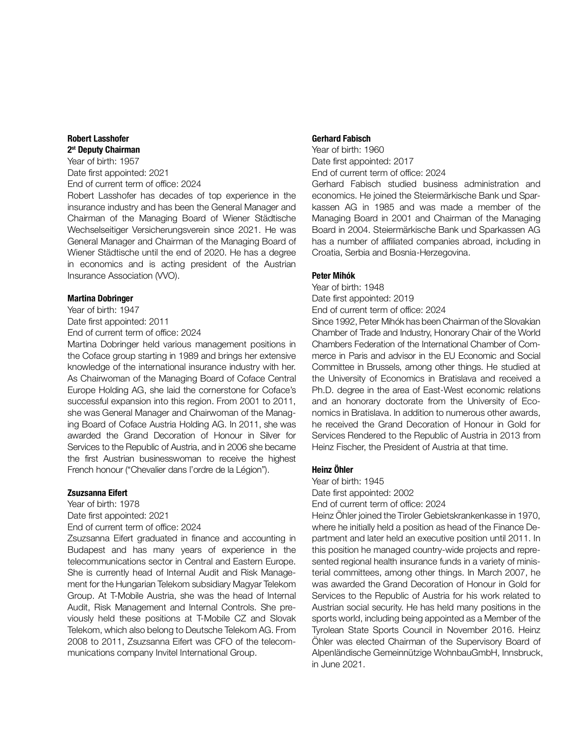**Robert Lasshofer**
**2st Deputy Chairman**

Year of birth: 1957
Date first appointed: 2021
End of current term of office: 2024

Robert Lasshofer has decades of top experience in the insurance industry and has been the General Manager and Chairman of the Managing Board of Wiener Städtische Wechselseitiger Versicherungsverein since 2021. He was General Manager and Chairman of the Managing Board of Wiener Städtische until the end of 2020. He has a degree in economics and is acting president of the Austrian Insurance Association (VVO).

**Martina Dobringer**

Year of birth: 1947
Date first appointed: 2011
End of current term of office: 2024

Martina Dobringer held various management positions in the Coface group starting in 1989 and brings her extensive knowledge of the international insurance industry with her. As Chairwoman of the Managing Board of Coface Central Europe Holding AG, she laid the cornerstone for Coface's successful expansion into this region. From 2001 to 2011, she was General Manager and Chairwoman of the Managing Board of Coface Austria Holding AG. In 2011, she was awarded the Grand Decoration of Honour in Silver for Services to the Republic of Austria, and in 2006 she became the first Austrian businesswoman to receive the highest French honour ("Chevalier dans l'ordre de la Légion").

**Zsuzsanna Eifert**

Year of birth: 1978
Date first appointed: 2021
End of current term of office: 2024

Zsuzsanna Eifert graduated in finance and accounting in Budapest and has many years of experience in the telecommunications sector in Central and Eastern Europe. She is currently head of Internal Audit and Risk Management for the Hungarian Telekom subsidiary Magyar Telekom Group. At T-Mobile Austria, she was the head of Internal Audit, Risk Management and Internal Controls. She previously held these positions at T-Mobile CZ and Slovak Telekom, which also belong to Deutsche Telekom AG. From 2008 to 2011, Zsuzsanna Eifert was CFO of the telecommunications company Invitel International Group.

**Gerhard Fabisch**

Year of birth: 1960
Date first appointed: 2017
End of current term of office: 2024

Gerhard Fabisch studied business administration and economics. He joined the Steiermärkische Bank und Sparkassen AG in 1985 and was made a member of the Managing Board in 2001 and Chairman of the Managing Board in 2004. Steiermärkische Bank und Sparkassen AG has a number of affiliated companies abroad, including in Croatia, Serbia and Bosnia-Herzegovina.

**Peter Mihók**

Year of birth: 1948
Date first appointed: 2019
End of current term of office: 2024

Since 1992, Peter Mihók has been Chairman of the Slovakian Chamber of Trade and Industry, Honorary Chair of the World Chambers Federation of the International Chamber of Commerce in Paris and advisor in the EU Economic and Social Committee in Brussels, among other things. He studied at the University of Economics in Bratislava and received a Ph.D. degree in the area of East-West economic relations and an honorary doctorate from the University of Economics in Bratislava. In addition to numerous other awards, he received the Grand Decoration of Honour in Gold for Services Rendered to the Republic of Austria in 2013 from Heinz Fischer, the President of Austria at that time.

**Heinz Öhler**

Year of birth: 1945
Date first appointed: 2002
End of current term of office: 2024

Heinz Öhler joined the Tiroler Gebietskrankenkasse in 1970, where he initially held a position as head of the Finance Department and later held an executive position until 2011. In this position he managed country-wide projects and represented regional health insurance funds in a variety of ministerial committees, among other things. In March 2007, he was awarded the Grand Decoration of Honour in Gold for Services to the Republic of Austria for his work related to Austrian social security. He has held many positions in the sports world, including being appointed as a Member of the Tyrolean State Sports Council in November 2016. Heinz Öhler was elected Chairman of the Supervisory Board of Alpenländische Gemeinnützige WohnbauGmbH, Innsbruck, in June 2021.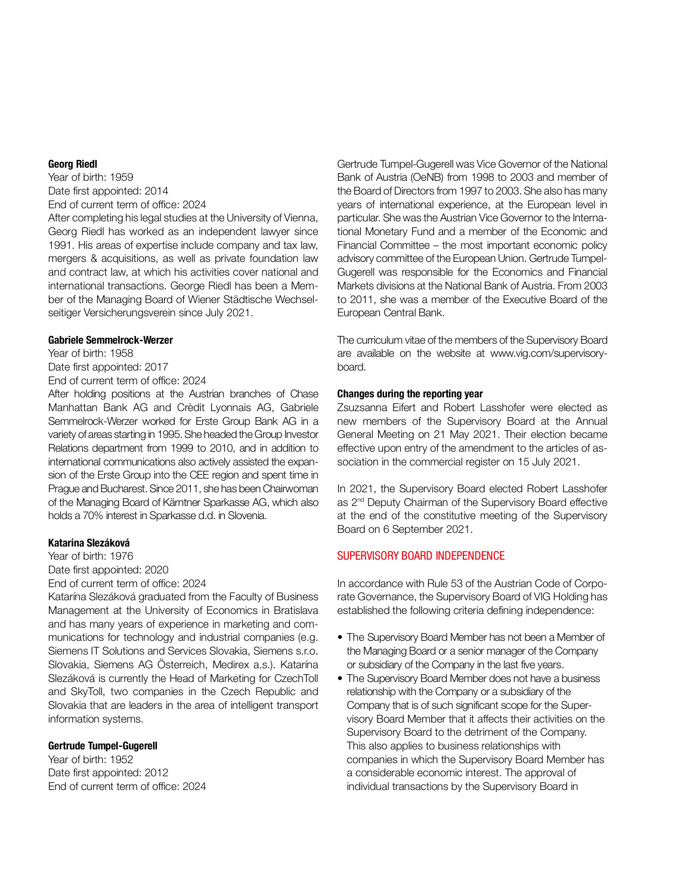**Georg Riedl**
Year of birth: 1959
Date first appointed: 2014
End of current term of office: 2024
After completing his legal studies at the University of Vienna, Georg Riedl has worked as an independent lawyer since 1991. His areas of expertise include company and tax law, mergers & acquisitions, as well as private foundation law and contract law, at which his activities cover national and international transactions. George Riedl has been a Member of the Managing Board of Wiener Städtische Wechselseitiger Versicherungsverein since July 2021.

**Gabriele Semmelrock-Werzer**
Year of birth: 1958
Date first appointed: 2017
End of current term of office: 2024
After holding positions at the Austrian branches of Chase Manhattan Bank AG and Crèdit Lyonnais AG, Gabriele Semmelrock-Werzer worked for Erste Group Bank AG in a variety of areas starting in 1995. She headed the Group Investor Relations department from 1999 to 2010, and in addition to international communications also actively assisted the expansion of the Erste Group into the CEE region and spent time in Prague and Bucharest. Since 2011, she has been Chairwoman of the Managing Board of Kärntner Sparkasse AG, which also holds a 70% interest in Sparkasse d.d. in Slovenia.

**Katarína Slezáková**
Year of birth: 1976
Date first appointed: 2020
End of current term of office: 2024
Katarína Slezáková graduated from the Faculty of Business Management at the University of Economics in Bratislava and has many years of experience in marketing and communications for technology and industrial companies (e.g. Siemens IT Solutions and Services Slovakia, Siemens s.r.o. Slovakia, Siemens AG Österreich, Medirex a.s.). Katarína Slezáková is currently the Head of Marketing for CzechToll and SkyToll, two companies in the Czech Republic and Slovakia that are leaders in the area of intelligent transport information systems.

**Gertrude Tumpel-Gugerell**
Year of birth: 1952
Date first appointed: 2012
End of current term of office: 2024
Gertrude Tumpel-Gugerell was Vice Governor of the National Bank of Austria (OeNB) from 1998 to 2003 and member of the Board of Directors from 1997 to 2003. She also has many years of international experience, at the European level in particular. She was the Austrian Vice Governor to the International Monetary Fund and a member of the Economic and Financial Committee – the most important economic policy advisory committee of the European Union. Gertrude Tumpel-Gugerell was responsible for the Economics and Financial Markets divisions at the National Bank of Austria. From 2003 to 2011, she was a member of the Executive Board of the European Central Bank.

The curriculum vitae of the members of the Supervisory Board are available on the website at www.vig.com/supervisory-board.

**Changes during the reporting year**
Zsuzsanna Eifert and Robert Lasshofer were elected as new members of the Supervisory Board at the Annual General Meeting on 21 May 2021. Their election became effective upon entry of the amendment to the articles of association in the commercial register on 15 July 2021.

In 2021, the Supervisory Board elected Robert Lasshofer as 2nd Deputy Chairman of the Supervisory Board effective at the end of the constitutive meeting of the Supervisory Board on 6 September 2021.

## SUPERVISORY BOARD INDEPENDENCE

In accordance with Rule 53 of the Austrian Code of Corporate Governance, the Supervisory Board of VIG Holding has established the following criteria defining independence:

- The Supervisory Board Member has not been a Member of the Managing Board or a senior manager of the Company or subsidiary of the Company in the last five years.
- The Supervisory Board Member does not have a business relationship with the Company or a subsidiary of the Company that is of such significant scope for the Supervisory Board Member that it affects their activities on the Supervisory Board to the detriment of the Company. This also applies to business relationships with companies in which the Supervisory Board Member has a considerable economic interest. The approval of individual transactions by the Supervisory Board in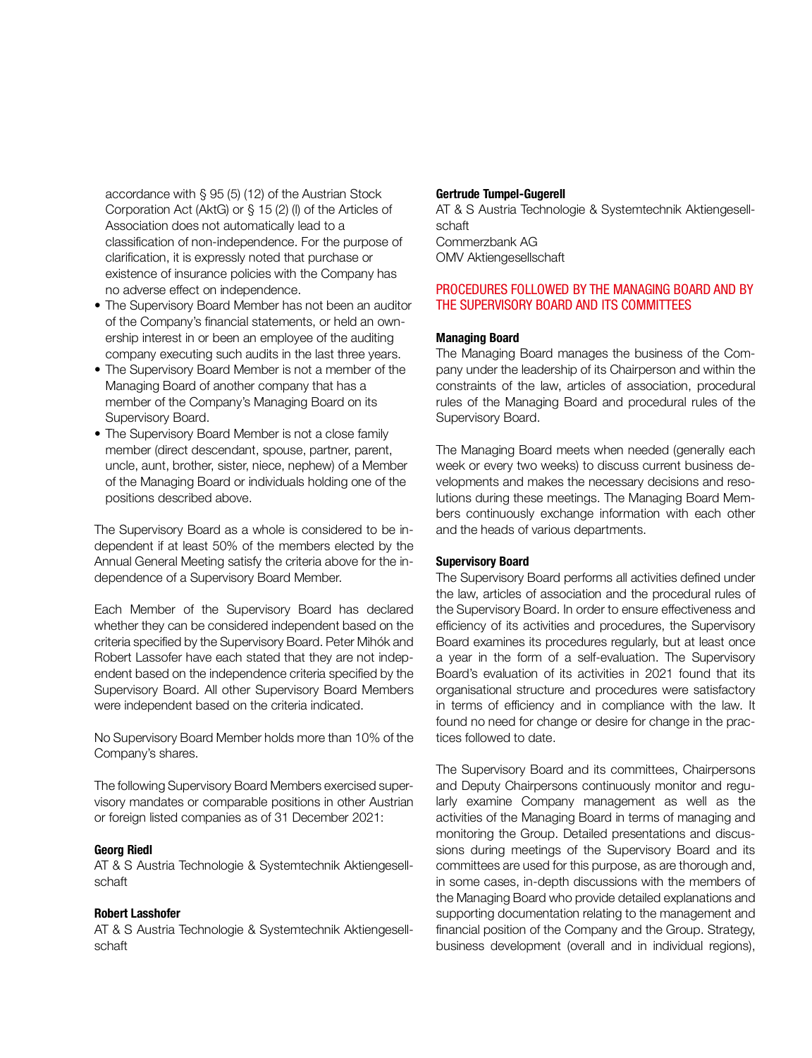accordance with § 95 (5) (12) of the Austrian Stock Corporation Act (AktG) or § 15 (2) (l) of the Articles of Association does not automatically lead to a classification of non-independence. For the purpose of clarification, it is expressly noted that purchase or existence of insurance policies with the Company has no adverse effect on independence.

- The Supervisory Board Member has not been an auditor of the Company's financial statements, or held an ownership interest in or been an employee of the auditing company executing such audits in the last three years.
- The Supervisory Board Member is not a member of the Managing Board of another company that has a member of the Company's Managing Board on its Supervisory Board.
- The Supervisory Board Member is not a close family member (direct descendant, spouse, partner, parent, uncle, aunt, brother, sister, niece, nephew) of a Member of the Managing Board or individuals holding one of the positions described above.

The Supervisory Board as a whole is considered to be independent if at least 50% of the members elected by the Annual General Meeting satisfy the criteria above for the independence of a Supervisory Board Member.

Each Member of the Supervisory Board has declared whether they can be considered independent based on the criteria specified by the Supervisory Board. Peter Mihók and Robert Lassofer have each stated that they are not independent based on the independence criteria specified by the Supervisory Board. All other Supervisory Board Members were independent based on the criteria indicated.

No Supervisory Board Member holds more than 10% of the Company's shares.

The following Supervisory Board Members exercised supervisory mandates or comparable positions in other Austrian or foreign listed companies as of 31 December 2021:

**Georg Riedl**
AT & S Austria Technologie & Systemtechnik Aktiengesellschaft

**Robert Lasshofer**
AT & S Austria Technologie & Systemtechnik Aktiengesellschaft

**Gertrude Tumpel-Gugerell**
AT & S Austria Technologie & Systemtechnik Aktiengesellschaft
Commerzbank AG
OMV Aktiengesellschaft

## PROCEDURES FOLLOWED BY THE MANAGING BOARD AND BY THE SUPERVISORY BOARD AND ITS COMMITTEES

### Managing Board

The Managing Board manages the business of the Company under the leadership of its Chairperson and within the constraints of the law, articles of association, procedural rules of the Managing Board and procedural rules of the Supervisory Board.

The Managing Board meets when needed (generally each week or every two weeks) to discuss current business developments and makes the necessary decisions and resolutions during these meetings. The Managing Board Members continuously exchange information with each other and the heads of various departments.

### Supervisory Board

The Supervisory Board performs all activities defined under the law, articles of association and the procedural rules of the Supervisory Board. In order to ensure effectiveness and efficiency of its activities and procedures, the Supervisory Board examines its procedures regularly, but at least once a year in the form of a self-evaluation. The Supervisory Board's evaluation of its activities in 2021 found that its organisational structure and procedures were satisfactory in terms of efficiency and in compliance with the law. It found no need for change or desire for change in the practices followed to date.

The Supervisory Board and its committees, Chairpersons and Deputy Chairpersons continuously monitor and regularly examine Company management as well as the activities of the Managing Board in terms of managing and monitoring the Group. Detailed presentations and discussions during meetings of the Supervisory Board and its committees are used for this purpose, as are thorough and, in some cases, in-depth discussions with the members of the Managing Board who provide detailed explanations and supporting documentation relating to the management and financial position of the Company and the Group. Strategy, business development (overall and in individual regions),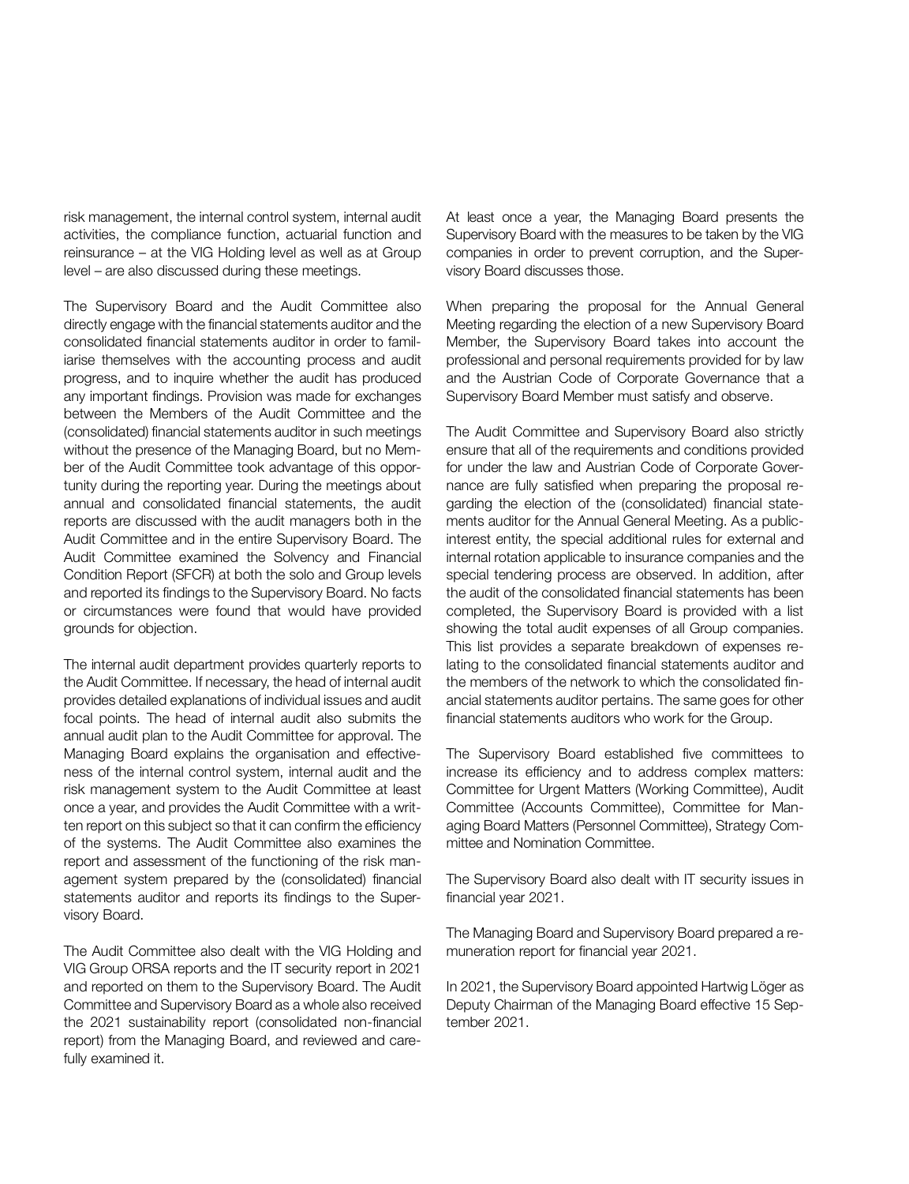risk management, the internal control system, internal audit activities, the compliance function, actuarial function and reinsurance – at the VIG Holding level as well as at Group level – are also discussed during these meetings.

The Supervisory Board and the Audit Committee also directly engage with the financial statements auditor and the consolidated financial statements auditor in order to familiarise themselves with the accounting process and audit progress, and to inquire whether the audit has produced any important findings. Provision was made for exchanges between the Members of the Audit Committee and the (consolidated) financial statements auditor in such meetings without the presence of the Managing Board, but no Member of the Audit Committee took advantage of this opportunity during the reporting year. During the meetings about annual and consolidated financial statements, the audit reports are discussed with the audit managers both in the Audit Committee and in the entire Supervisory Board. The Audit Committee examined the Solvency and Financial Condition Report (SFCR) at both the solo and Group levels and reported its findings to the Supervisory Board. No facts or circumstances were found that would have provided grounds for objection.

The internal audit department provides quarterly reports to the Audit Committee. If necessary, the head of internal audit provides detailed explanations of individual issues and audit focal points. The head of internal audit also submits the annual audit plan to the Audit Committee for approval. The Managing Board explains the organisation and effectiveness of the internal control system, internal audit and the risk management system to the Audit Committee at least once a year, and provides the Audit Committee with a written report on this subject so that it can confirm the efficiency of the systems. The Audit Committee also examines the report and assessment of the functioning of the risk management system prepared by the (consolidated) financial statements auditor and reports its findings to the Supervisory Board.

The Audit Committee also dealt with the VIG Holding and VIG Group ORSA reports and the IT security report in 2021 and reported on them to the Supervisory Board. The Audit Committee and Supervisory Board as a whole also received the 2021 sustainability report (consolidated non-financial report) from the Managing Board, and reviewed and carefully examined it.

At least once a year, the Managing Board presents the Supervisory Board with the measures to be taken by the VIG companies in order to prevent corruption, and the Supervisory Board discusses those.

When preparing the proposal for the Annual General Meeting regarding the election of a new Supervisory Board Member, the Supervisory Board takes into account the professional and personal requirements provided for by law and the Austrian Code of Corporate Governance that a Supervisory Board Member must satisfy and observe.

The Audit Committee and Supervisory Board also strictly ensure that all of the requirements and conditions provided for under the law and Austrian Code of Corporate Governance are fully satisfied when preparing the proposal regarding the election of the (consolidated) financial statements auditor for the Annual General Meeting. As a public-interest entity, the special additional rules for external and internal rotation applicable to insurance companies and the special tendering process are observed. In addition, after the audit of the consolidated financial statements has been completed, the Supervisory Board is provided with a list showing the total audit expenses of all Group companies. This list provides a separate breakdown of expenses relating to the consolidated financial statements auditor and the members of the network to which the consolidated financial statements auditor pertains. The same goes for other financial statements auditors who work for the Group.

The Supervisory Board established five committees to increase its efficiency and to address complex matters: Committee for Urgent Matters (Working Committee), Audit Committee (Accounts Committee), Committee for Managing Board Matters (Personnel Committee), Strategy Committee and Nomination Committee.

The Supervisory Board also dealt with IT security issues in financial year 2021.

The Managing Board and Supervisory Board prepared a remuneration report for financial year 2021.

In 2021, the Supervisory Board appointed Hartwig Löger as Deputy Chairman of the Managing Board effective 15 September 2021.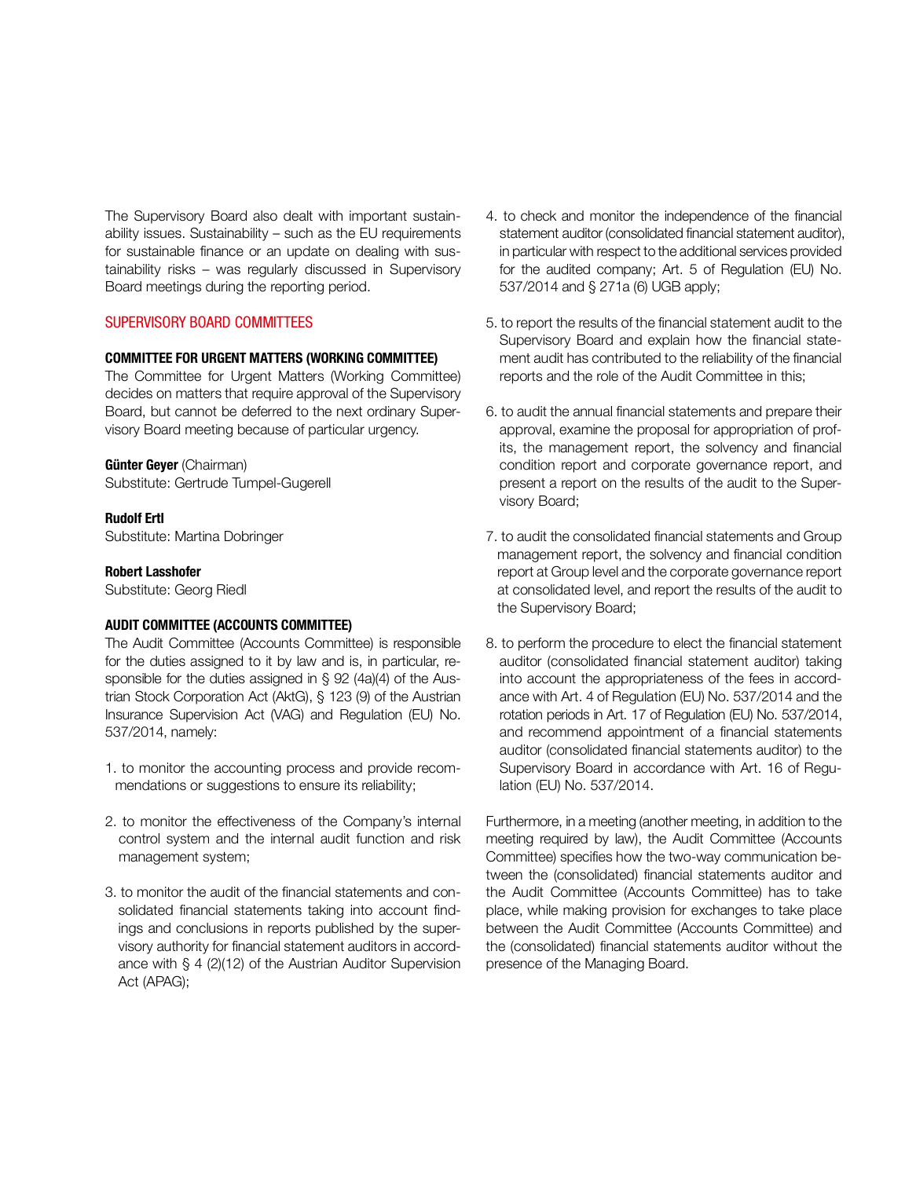The Supervisory Board also dealt with important sustainability issues. Sustainability – such as the EU requirements for sustainable finance or an update on dealing with sustainability risks – was regularly discussed in Supervisory Board meetings during the reporting period.

## SUPERVISORY BOARD COMMITTEES

### COMMITTEE FOR URGENT MATTERS (WORKING COMMITTEE)

The Committee for Urgent Matters (Working Committee) decides on matters that require approval of the Supervisory Board, but cannot be deferred to the next ordinary Supervisory Board meeting because of particular urgency.

**Günter Geyer** (Chairman)
Substitute: Gertrude Tumpel-Gugerell

**Rudolf Ertl**
Substitute: Martina Dobringer

**Robert Lasshofer**
Substitute: Georg Riedl

### AUDIT COMMITTEE (ACCOUNTS COMMITTEE)

The Audit Committee (Accounts Committee) is responsible for the duties assigned to it by law and is, in particular, responsible for the duties assigned in § 92 (4a)(4) of the Austrian Stock Corporation Act (AktG), § 123 (9) of the Austrian Insurance Supervision Act (VAG) and Regulation (EU) No. 537/2014, namely:

1. to monitor the accounting process and provide recommendations or suggestions to ensure its reliability;

2. to monitor the effectiveness of the Company's internal control system and the internal audit function and risk management system;

3. to monitor the audit of the financial statements and consolidated financial statements taking into account findings and conclusions in reports published by the supervisory authority for financial statement auditors in accordance with § 4 (2)(12) of the Austrian Auditor Supervision Act (APAG);

4. to check and monitor the independence of the financial statement auditor (consolidated financial statement auditor), in particular with respect to the additional services provided for the audited company; Art. 5 of Regulation (EU) No. 537/2014 and § 271a (6) UGB apply;

5. to report the results of the financial statement audit to the Supervisory Board and explain how the financial statement audit has contributed to the reliability of the financial reports and the role of the Audit Committee in this;

6. to audit the annual financial statements and prepare their approval, examine the proposal for appropriation of profits, the management report, the solvency and financial condition report and corporate governance report, and present a report on the results of the audit to the Supervisory Board;

7. to audit the consolidated financial statements and Group management report, the solvency and financial condition report at Group level and the corporate governance report at consolidated level, and report the results of the audit to the Supervisory Board;

8. to perform the procedure to elect the financial statement auditor (consolidated financial statement auditor) taking into account the appropriateness of the fees in accordance with Art. 4 of Regulation (EU) No. 537/2014 and the rotation periods in Art. 17 of Regulation (EU) No. 537/2014, and recommend appointment of a financial statements auditor (consolidated financial statements auditor) to the Supervisory Board in accordance with Art. 16 of Regulation (EU) No. 537/2014.

Furthermore, in a meeting (another meeting, in addition to the meeting required by law), the Audit Committee (Accounts Committee) specifies how the two-way communication between the (consolidated) financial statements auditor and the Audit Committee (Accounts Committee) has to take place, while making provision for exchanges to take place between the Audit Committee (Accounts Committee) and the (consolidated) financial statements auditor without the presence of the Managing Board.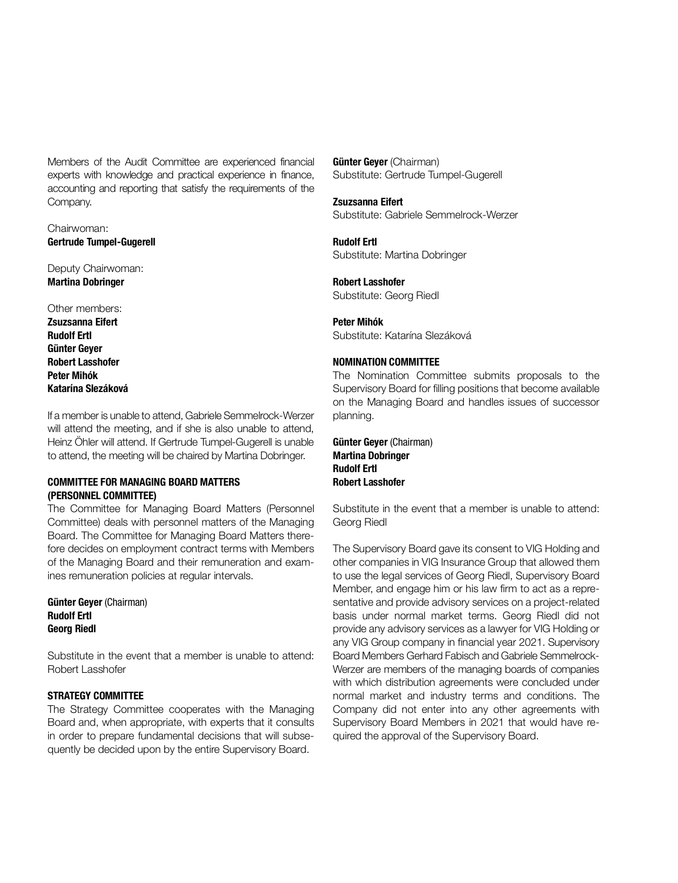Members of the Audit Committee are experienced financial experts with knowledge and practical experience in finance, accounting and reporting that satisfy the requirements of the Company.

Chairwoman:
**Gertrude Tumpel-Gugerell**

Deputy Chairwoman:
**Martina Dobringer**

Other members:
**Zsuzsanna Eifert**
**Rudolf Ertl**
**Günter Geyer**
**Robert Lasshofer**
**Peter Mihók**
**Katarína Slezáková**

If a member is unable to attend, Gabriele Semmelrock-Werzer will attend the meeting, and if she is also unable to attend, Heinz Öhler will attend. If Gertrude Tumpel-Gugerell is unable to attend, the meeting will be chaired by Martina Dobringer.

### COMMITTEE FOR MANAGING BOARD MATTERS (PERSONNEL COMMITTEE)

The Committee for Managing Board Matters (Personnel Committee) deals with personnel matters of the Managing Board. The Committee for Managing Board Matters therefore decides on employment contract terms with Members of the Managing Board and their remuneration and examines remuneration policies at regular intervals.

**Günter Geyer** (Chairman)
**Rudolf Ertl**
**Georg Riedl**

Substitute in the event that a member is unable to attend: Robert Lasshofer

### STRATEGY COMMITTEE

The Strategy Committee cooperates with the Managing Board and, when appropriate, with experts that it consults in order to prepare fundamental decisions that will subsequently be decided upon by the entire Supervisory Board.

**Günter Geyer** (Chairman)
Substitute: Gertrude Tumpel-Gugerell

**Zsuzsanna Eifert**
Substitute: Gabriele Semmelrock-Werzer

**Rudolf Ertl**
Substitute: Martina Dobringer

**Robert Lasshofer**
Substitute: Georg Riedl

**Peter Mihók**
Substitute: Katarína Slezáková

### NOMINATION COMMITTEE

The Nomination Committee submits proposals to the Supervisory Board for filling positions that become available on the Managing Board and handles issues of successor planning.

**Günter Geyer** (Chairman)
**Martina Dobringer**
**Rudolf Ertl**
**Robert Lasshofer**

Substitute in the event that a member is unable to attend: Georg Riedl

The Supervisory Board gave its consent to VIG Holding and other companies in VIG Insurance Group that allowed them to use the legal services of Georg Riedl, Supervisory Board Member, and engage him or his law firm to act as a representative and provide advisory services on a project-related basis under normal market terms. Georg Riedl did not provide any advisory services as a lawyer for VIG Holding or any VIG Group company in financial year 2021. Supervisory Board Members Gerhard Fabisch and Gabriele Semmelrock-Werzer are members of the managing boards of companies with which distribution agreements were concluded under normal market and industry terms and conditions. The Company did not enter into any other agreements with Supervisory Board Members in 2021 that would have required the approval of the Supervisory Board.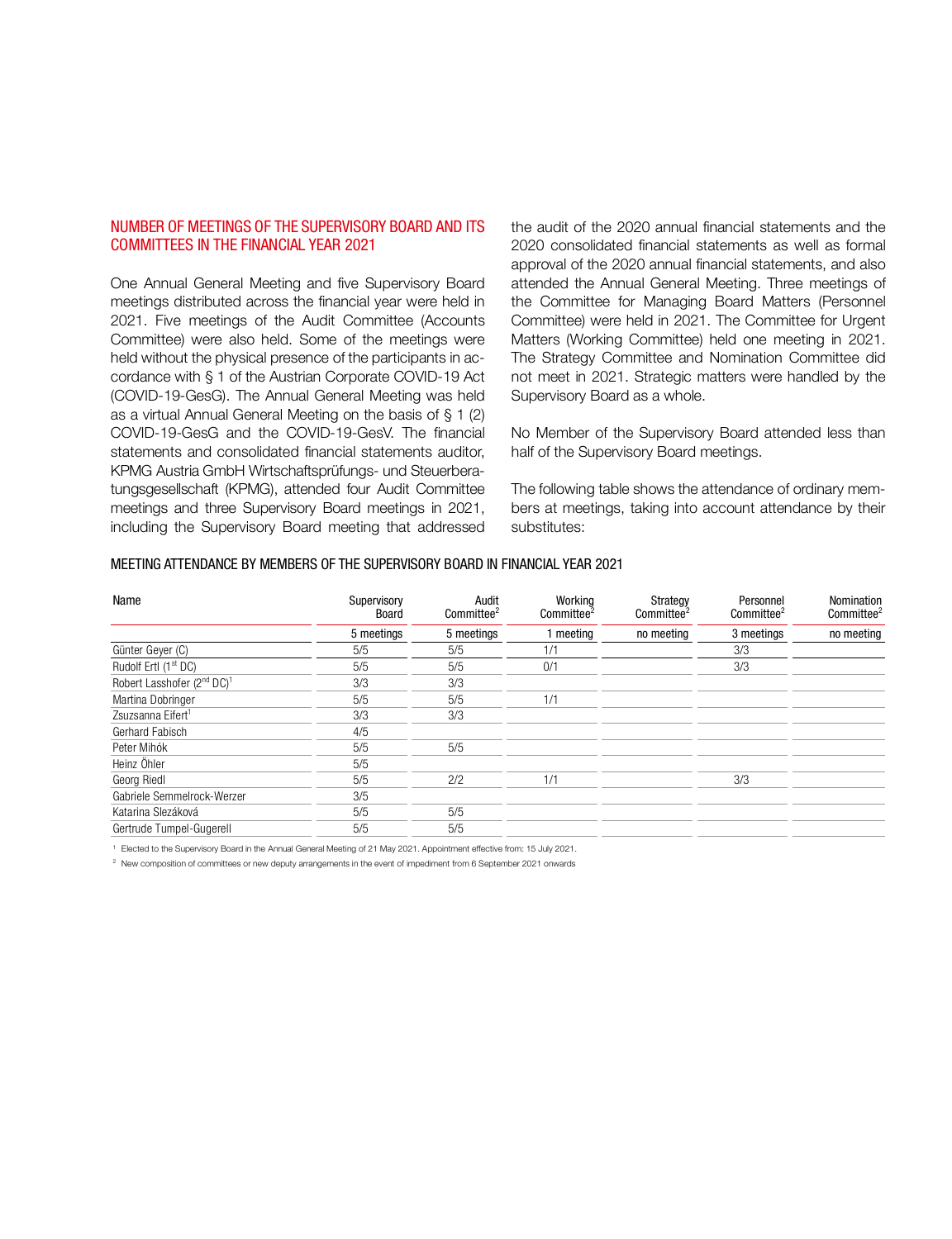## NUMBER OF MEETINGS OF THE SUPERVISORY BOARD AND ITS COMMITTEES IN THE FINANCIAL YEAR 2021

One Annual General Meeting and five Supervisory Board meetings distributed across the financial year were held in 2021. Five meetings of the Audit Committee (Accounts Committee) were also held. Some of the meetings were held without the physical presence of the participants in accordance with § 1 of the Austrian Corporate COVID-19 Act (COVID-19-GesG). The Annual General Meeting was held as a virtual Annual General Meeting on the basis of § 1 (2) COVID-19-GesG and the COVID-19-GesV. The financial statements and consolidated financial statements auditor, KPMG Austria GmbH Wirtschaftsprüfungs- und Steuerberatungsgesellschaft (KPMG), attended four Audit Committee meetings and three Supervisory Board meetings in 2021, including the Supervisory Board meeting that addressed the audit of the 2020 annual financial statements and the 2020 consolidated financial statements as well as formal approval of the 2020 annual financial statements, and also attended the Annual General Meeting. Three meetings of the Committee for Managing Board Matters (Personnel Committee) were held in 2021. The Committee for Urgent Matters (Working Committee) held one meeting in 2021. The Strategy Committee and Nomination Committee did not meet in 2021. Strategic matters were handled by the Supervisory Board as a whole.

No Member of the Supervisory Board attended less than half of the Supervisory Board meetings.

The following table shows the attendance of ordinary members at meetings, taking into account attendance by their substitutes:

### MEETING ATTENDANCE BY MEMBERS OF THE SUPERVISORY BOARD IN FINANCIAL YEAR 2021

| Name | Supervisory Board | Audit Committee[2] | Working Committee[2] | Strategy Committee[2] | Personnel Committee[2] | Nomination Committee[2] |
|---|---|---|---|---|---|---|
| | 5 meetings | 5 meetings | 1 meeting | no meeting | 3 meetings | no meeting |
| Günter Geyer (C) | 5/5 | 5/5 | 1/1 | | 3/3 | |
| Rudolf Ertl (1st DC) | 5/5 | 5/5 | 0/1 | | 3/3 | |
| Robert Lasshofer (2nd DC)[1] | 3/3 | 3/3 | | | | |
| Martina Dobringer | 5/5 | 5/5 | 1/1 | | | |
| Zsuzsanna Eifert[1] | 3/3 | 3/3 | | | | |
| Gerhard Fabisch | 4/5 | | | | | |
| Peter Mihók | 5/5 | 5/5 | | | | |
| Heinz Öhler | 5/5 | | | | | |
| Georg Riedl | 5/5 | 2/2 | 1/1 | | 3/3 | |
| Gabriele Semmelrock-Werzer | 3/5 | | | | | |
| Katarina Slezáková | 5/5 | 5/5 | | | | |
| Gertrude Tumpel-Gugerell | 5/5 | 5/5 | | | | |

[1] Elected to the Supervisory Board in the Annual General Meeting of 21 May 2021. Appointment effective from: 15 July 2021.

[2] New composition of committees or new deputy arrangements in the event of impediment from 6 September 2021 onwards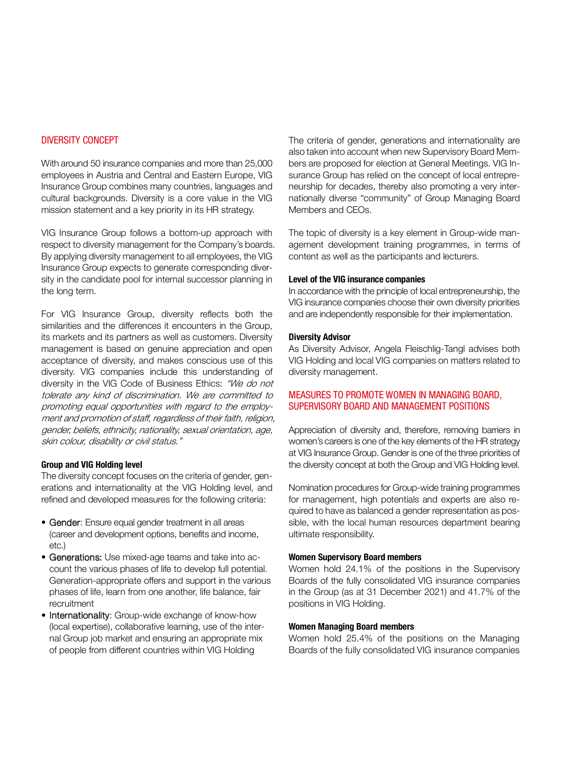## DIVERSITY CONCEPT

With around 50 insurance companies and more than 25,000 employees in Austria and Central and Eastern Europe, VIG Insurance Group combines many countries, languages and cultural backgrounds. Diversity is a core value in the VIG mission statement and a key priority in its HR strategy.

VIG Insurance Group follows a bottom-up approach with respect to diversity management for the Company's boards. By applying diversity management to all employees, the VIG Insurance Group expects to generate corresponding diversity in the candidate pool for internal successor planning in the long term.

For VIG Insurance Group, diversity reflects both the similarities and the differences it encounters in the Group, its markets and its partners as well as customers. Diversity management is based on genuine appreciation and open acceptance of diversity, and makes conscious use of this diversity. VIG companies include this understanding of diversity in the VIG Code of Business Ethics: *"We do not tolerate any kind of discrimination. We are committed to promoting equal opportunities with regard to the employment and promotion of staff, regardless of their faith, religion, gender, beliefs, ethnicity, nationality, sexual orientation, age, skin colour, disability or civil status."*

**Group and VIG Holding level**

The diversity concept focuses on the criteria of gender, generations and internationality at the VIG Holding level, and refined and developed measures for the following criteria:

- Gender: Ensure equal gender treatment in all areas (career and development options, benefits and income, etc.)
- Generations: Use mixed-age teams and take into account the various phases of life to develop full potential. Generation-appropriate offers and support in the various phases of life, learn from one another, life balance, fair recruitment
- Internationality: Group-wide exchange of know-how (local expertise), collaborative learning, use of the internal Group job market and ensuring an appropriate mix of people from different countries within VIG Holding

The criteria of gender, generations and internationality are also taken into account when new Supervisory Board Members are proposed for election at General Meetings. VIG Insurance Group has relied on the concept of local entrepreneurship for decades, thereby also promoting a very internationally diverse "community" of Group Managing Board Members and CEOs.

The topic of diversity is a key element in Group-wide management development training programmes, in terms of content as well as the participants and lecturers.

**Level of the VIG insurance companies**

In accordance with the principle of local entrepreneurship, the VIG insurance companies choose their own diversity priorities and are independently responsible for their implementation.

**Diversity Advisor**

As Diversity Advisor, Angela Fleischlig-Tangl advises both VIG Holding and local VIG companies on matters related to diversity management.

## MEASURES TO PROMOTE WOMEN IN MANAGING BOARD, SUPERVISORY BOARD AND MANAGEMENT POSITIONS

Appreciation of diversity and, therefore, removing barriers in women's careers is one of the key elements of the HR strategy at VIG Insurance Group. Gender is one of the three priorities of the diversity concept at both the Group and VIG Holding level.

Nomination procedures for Group-wide training programmes for management, high potentials and experts are also required to have as balanced a gender representation as possible, with the local human resources department bearing ultimate responsibility.

**Women Supervisory Board members**

Women hold 24.1% of the positions in the Supervisory Boards of the fully consolidated VIG insurance companies in the Group (as at 31 December 2021) and 41.7% of the positions in VIG Holding.

**Women Managing Board members**

Women hold 25.4% of the positions on the Managing Boards of the fully consolidated VIG insurance companies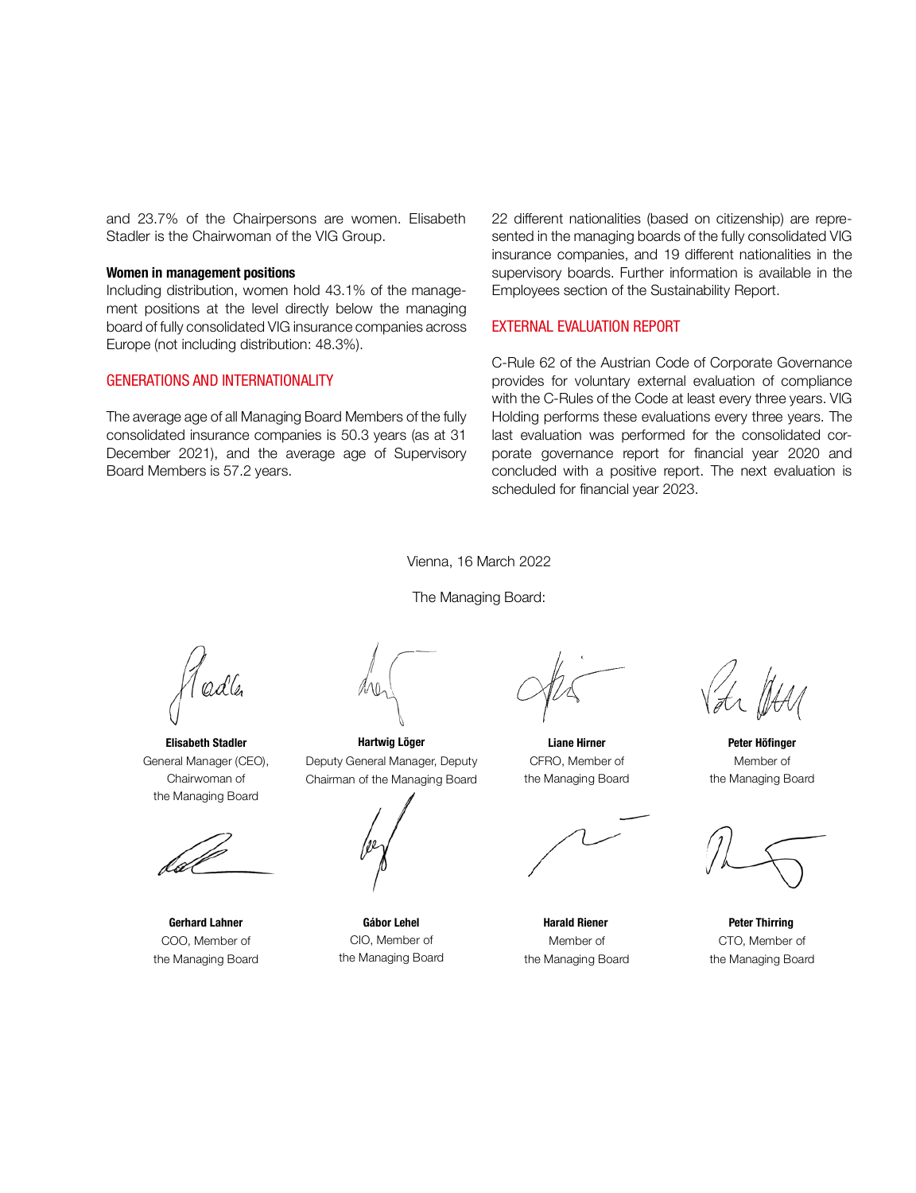and 23.7% of the Chairpersons are women. Elisabeth Stadler is the Chairwoman of the VIG Group.

**Women in management positions**

Including distribution, women hold 43.1% of the management positions at the level directly below the managing board of fully consolidated VIG insurance companies across Europe (not including distribution: 48.3%).

## GENERATIONS AND INTERNATIONALITY

The average age of all Managing Board Members of the fully consolidated insurance companies is 50.3 years (as at 31 December 2021), and the average age of Supervisory Board Members is 57.2 years.

22 different nationalities (based on citizenship) are represented in the managing boards of the fully consolidated VIG insurance companies, and 19 different nationalities in the supervisory boards. Further information is available in the Employees section of the Sustainability Report.

## EXTERNAL EVALUATION REPORT

C-Rule 62 of the Austrian Code of Corporate Governance provides for voluntary external evaluation of compliance with the C-Rules of the Code at least every three years. VIG Holding performs these evaluations every three years. The last evaluation was performed for the consolidated corporate governance report for financial year 2020 and concluded with a positive report. The next evaluation is scheduled for financial year 2023.

Vienna, 16 March 2022

The Managing Board:

**Elisabeth Stadler**
General Manager (CEO), Chairwoman of the Managing Board

**Hartwig Löger**
Deputy General Manager, Deputy Chairman of the Managing Board

**Liane Hirner**
CFRO, Member of the Managing Board

**Peter Höfinger**
Member of the Managing Board

**Gerhard Lahner**
COO, Member of the Managing Board

**Gábor Lehel**
CIO, Member of the Managing Board

**Harald Riener**
Member of the Managing Board

**Peter Thirring**
CTO, Member of the Managing Board